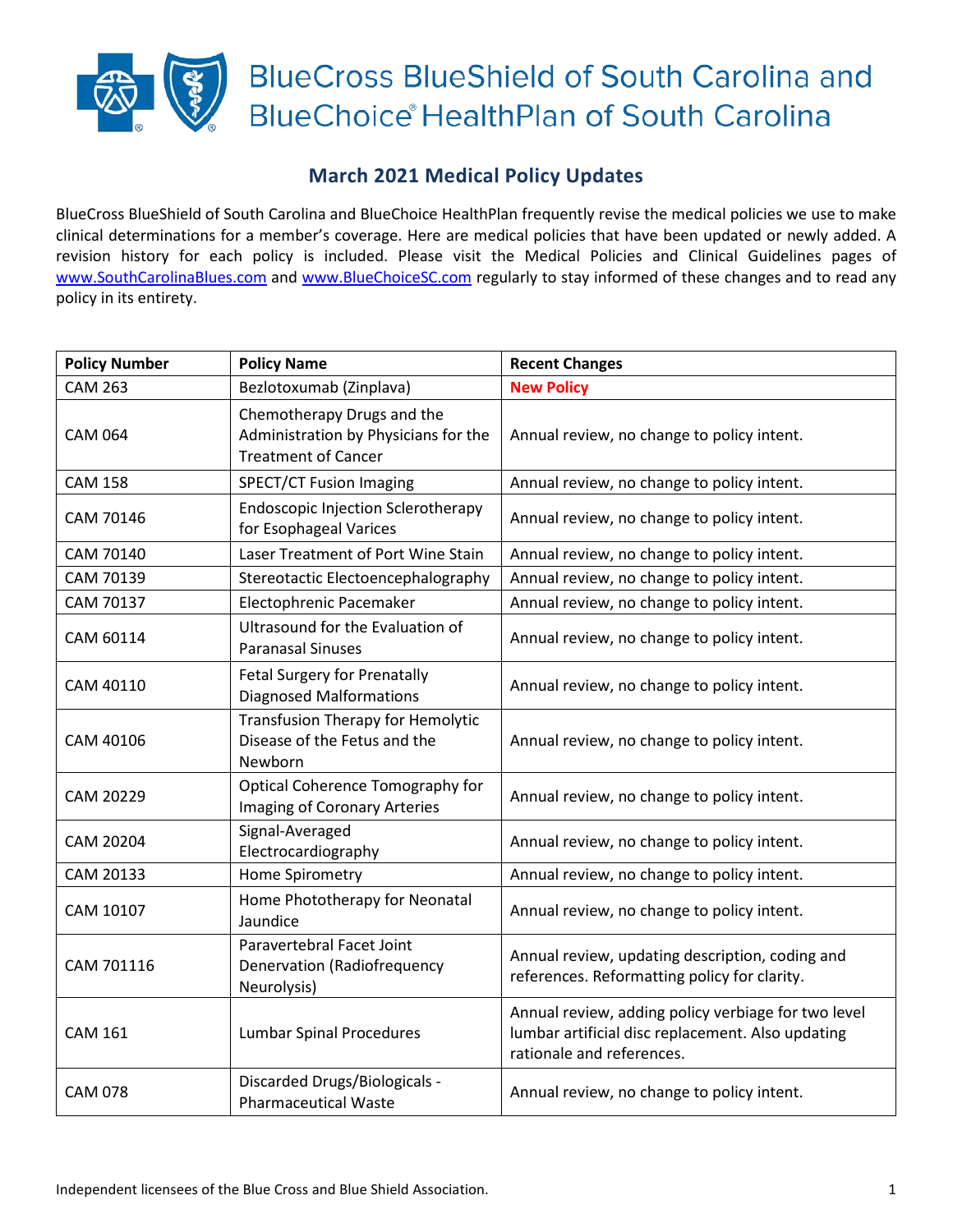# BlueCross BlueShield of South Carolina and BlueChoice® HealthPlan of South Carolina

## March 2021 Medical Policy Updates

BlueCross BlueShield of South Carolina and BlueChoice HealthPlan frequently revise the medical policies we use to make clinical determinations for a member's coverage. Here are medical policies that have been updated or newly added. A revision history for each policy is included. Please visit the Medical Policies and Clinical Guidelines pages of www.SouthCarolinaBlues.com and www.BlueChoiceSC.com regularly to stay informed of these changes and to read any policy in its entirety.

| Policy Number | Policy Name | Recent Changes |
|---|---|---|
| CAM 263 | Bezlotoxumab (Zinplava) | **New Policy** |
| CAM 064 | Chemotherapy Drugs and the Administration by Physicians for the Treatment of Cancer | Annual review, no change to policy intent. |
| CAM 158 | SPECT/CT Fusion Imaging | Annual review, no change to policy intent. |
| CAM 70146 | Endoscopic Injection Sclerotherapy for Esophageal Varices | Annual review, no change to policy intent. |
| CAM 70140 | Laser Treatment of Port Wine Stain | Annual review, no change to policy intent. |
| CAM 70139 | Stereotactic Electoencephalography | Annual review, no change to policy intent. |
| CAM 70137 | Electophrenic Pacemaker | Annual review, no change to policy intent. |
| CAM 60114 | Ultrasound for the Evaluation of Paranasal Sinuses | Annual review, no change to policy intent. |
| CAM 40110 | Fetal Surgery for Prenatally Diagnosed Malformations | Annual review, no change to policy intent. |
| CAM 40106 | Transfusion Therapy for Hemolytic Disease of the Fetus and the Newborn | Annual review, no change to policy intent. |
| CAM 20229 | Optical Coherence Tomography for Imaging of Coronary Arteries | Annual review, no change to policy intent. |
| CAM 20204 | Signal-Averaged Electrocardiography | Annual review, no change to policy intent. |
| CAM 20133 | Home Spirometry | Annual review, no change to policy intent. |
| CAM 10107 | Home Phototherapy for Neonatal Jaundice | Annual review, no change to policy intent. |
| CAM 701116 | Paravertebral Facet Joint Denervation (Radiofrequency Neurolysis) | Annual review, updating description, coding and references. Reformatting policy for clarity. |
| CAM 161 | Lumbar Spinal Procedures | Annual review, adding policy verbiage for two level lumbar artificial disc replacement. Also updating rationale and references. |
| CAM 078 | Discarded Drugs/Biologicals - Pharmaceutical Waste | Annual review, no change to policy intent. |

Independent licensees of the Blue Cross and Blue Shield Association.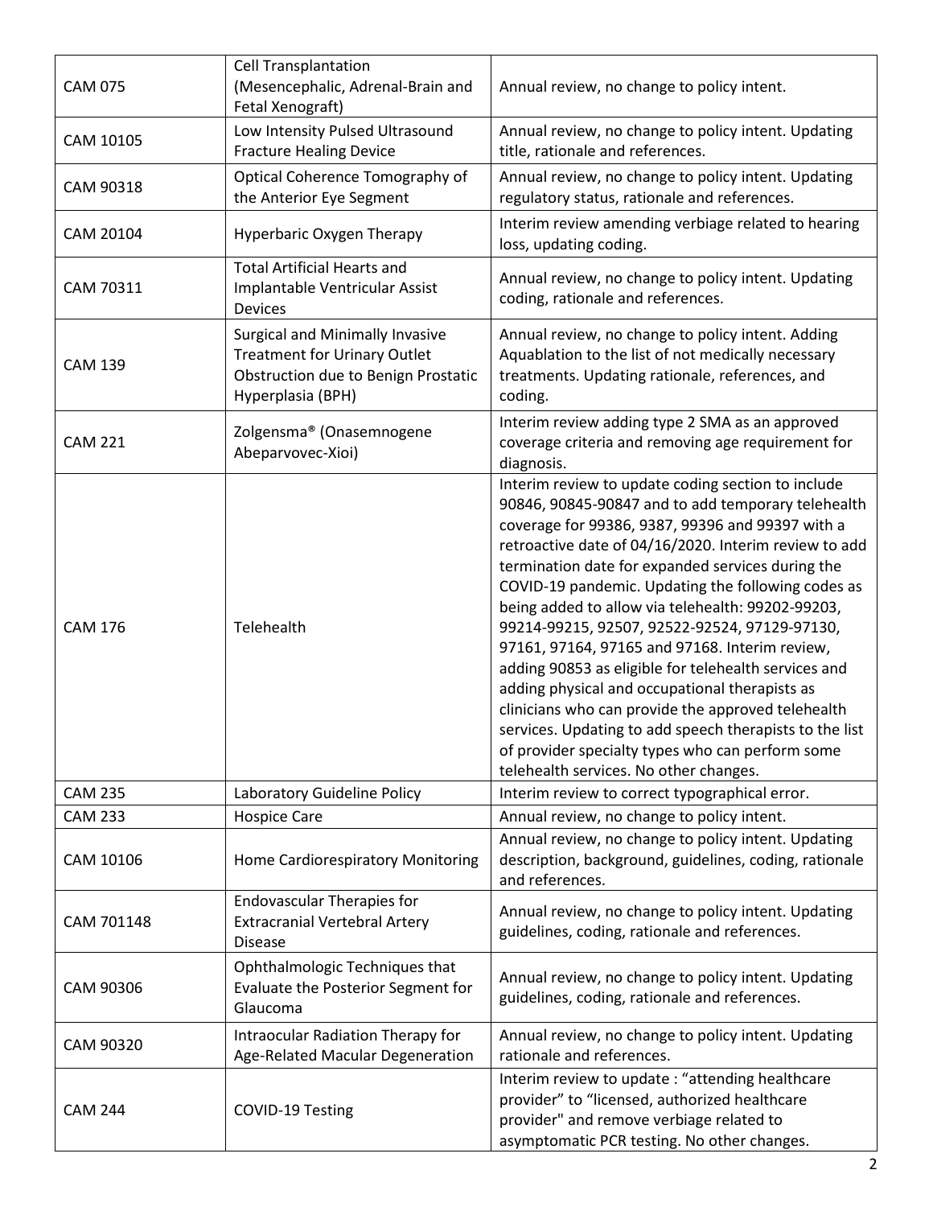| | | |
|---|---|---|
| CAM 075 | Cell Transplantation (Mesencephalic, Adrenal-Brain and Fetal Xenograft) | Annual review, no change to policy intent. |
| CAM 10105 | Low Intensity Pulsed Ultrasound Fracture Healing Device | Annual review, no change to policy intent. Updating title, rationale and references. |
| CAM 90318 | Optical Coherence Tomography of the Anterior Eye Segment | Annual review, no change to policy intent. Updating regulatory status, rationale and references. |
| CAM 20104 | Hyperbaric Oxygen Therapy | Interim review amending verbiage related to hearing loss, updating coding. |
| CAM 70311 | Total Artificial Hearts and Implantable Ventricular Assist Devices | Annual review, no change to policy intent. Updating coding, rationale and references. |
| CAM 139 | Surgical and Minimally Invasive Treatment for Urinary Outlet Obstruction due to Benign Prostatic Hyperplasia (BPH) | Annual review, no change to policy intent. Adding Aquablation to the list of not medically necessary treatments. Updating rationale, references, and coding. |
| CAM 221 | Zolgensma® (Onasemnogene Abeparvovec-Xioi) | Interim review adding type 2 SMA as an approved coverage criteria and removing age requirement for diagnosis. |
| CAM 176 | Telehealth | Interim review to update coding section to include 90846, 90845-90847 and to add temporary telehealth coverage for 99386, 9387, 99396 and 99397 with a retroactive date of 04/16/2020. Interim review to add termination date for expanded services during the COVID-19 pandemic. Updating the following codes as being added to allow via telehealth: 99202-99203, 99214-99215, 92507, 92522-92524, 97129-97130, 97161, 97164, 97165 and 97168. Interim review, adding 90853 as eligible for telehealth services and adding physical and occupational therapists as clinicians who can provide the approved telehealth services. Updating to add speech therapists to the list of provider specialty types who can perform some telehealth services. No other changes. |
| CAM 235 | Laboratory Guideline Policy | Interim review to correct typographical error. |
| CAM 233 | Hospice Care | Annual review, no change to policy intent. |
| CAM 10106 | Home Cardiorespiratory Monitoring | Annual review, no change to policy intent. Updating description, background, guidelines, coding, rationale and references. |
| CAM 701148 | Endovascular Therapies for Extracranial Vertebral Artery Disease | Annual review, no change to policy intent. Updating guidelines, coding, rationale and references. |
| CAM 90306 | Ophthalmologic Techniques that Evaluate the Posterior Segment for Glaucoma | Annual review, no change to policy intent. Updating guidelines, coding, rationale and references. |
| CAM 90320 | Intraocular Radiation Therapy for Age-Related Macular Degeneration | Annual review, no change to policy intent. Updating rationale and references. |
| CAM 244 | COVID-19 Testing | Interim review to update : "attending healthcare provider" to "licensed, authorized healthcare provider" and remove verbiage related to asymptomatic PCR testing. No other changes. |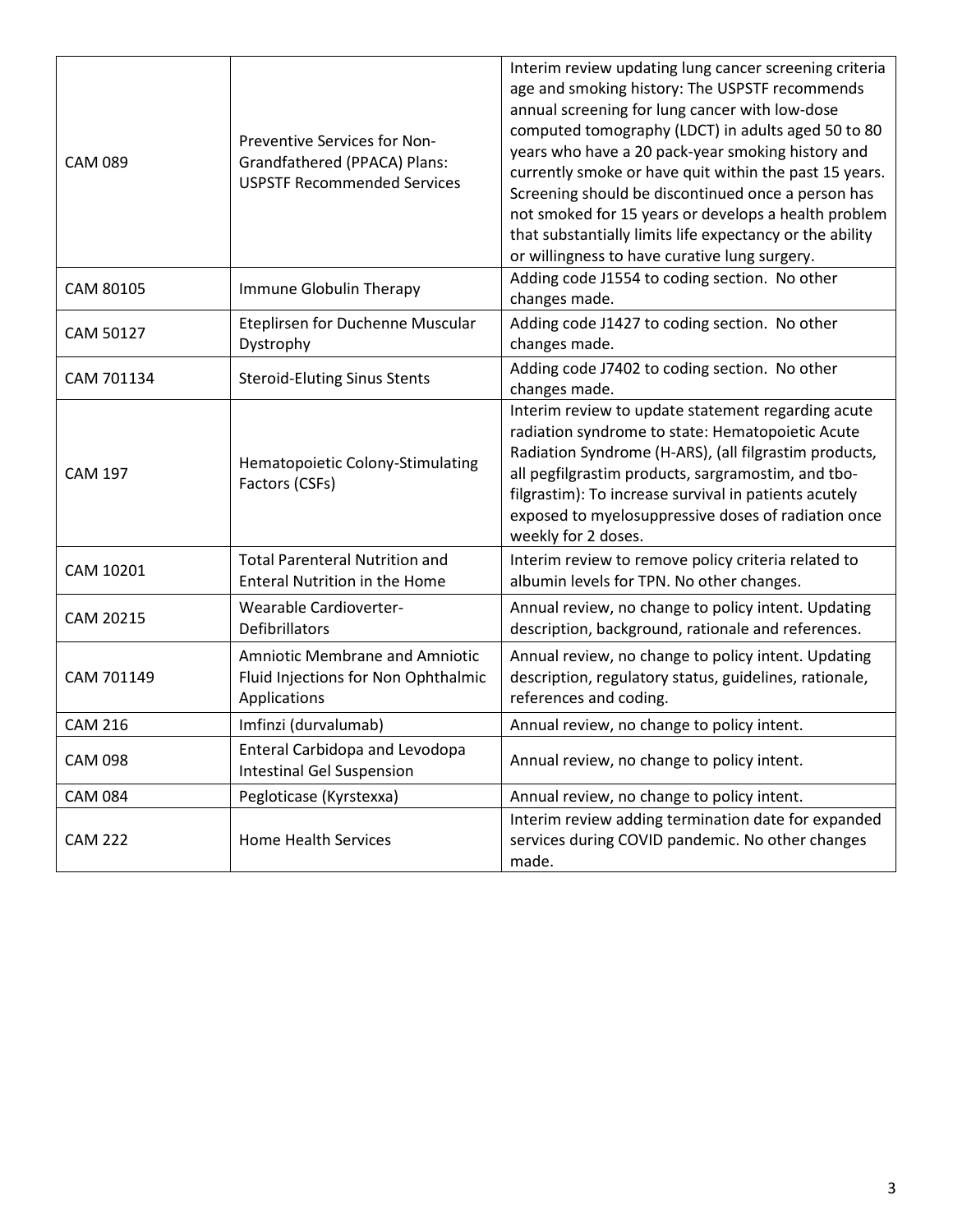| | | |
|---|---|---|
| CAM 089 | Preventive Services for Non-Grandfathered (PPACA) Plans: USPSTF Recommended Services | Interim review updating lung cancer screening criteria age and smoking history: The USPSTF recommends annual screening for lung cancer with low-dose computed tomography (LDCT) in adults aged 50 to 80 years who have a 20 pack-year smoking history and currently smoke or have quit within the past 15 years. Screening should be discontinued once a person has not smoked for 15 years or develops a health problem that substantially limits life expectancy or the ability or willingness to have curative lung surgery. |
| CAM 80105 | Immune Globulin Therapy | Adding code J1554 to coding section. No other changes made. |
| CAM 50127 | Eteplirsen for Duchenne Muscular Dystrophy | Adding code J1427 to coding section. No other changes made. |
| CAM 701134 | Steroid-Eluting Sinus Stents | Adding code J7402 to coding section. No other changes made. |
| CAM 197 | Hematopoietic Colony-Stimulating Factors (CSFs) | Interim review to update statement regarding acute radiation syndrome to state: Hematopoietic Acute Radiation Syndrome (H-ARS), (all filgrastim products, all pegfilgrastim products, sargramostim, and tbo-filgrastim): To increase survival in patients acutely exposed to myelosuppressive doses of radiation once weekly for 2 doses. |
| CAM 10201 | Total Parenteral Nutrition and Enteral Nutrition in the Home | Interim review to remove policy criteria related to albumin levels for TPN. No other changes. |
| CAM 20215 | Wearable Cardioverter-Defibrillators | Annual review, no change to policy intent. Updating description, background, rationale and references. |
| CAM 701149 | Amniotic Membrane and Amniotic Fluid Injections for Non Ophthalmic Applications | Annual review, no change to policy intent. Updating description, regulatory status, guidelines, rationale, references and coding. |
| CAM 216 | Imfinzi (durvalumab) | Annual review, no change to policy intent. |
| CAM 098 | Enteral Carbidopa and Levodopa Intestinal Gel Suspension | Annual review, no change to policy intent. |
| CAM 084 | Pegloticase (Kyrstexxa) | Annual review, no change to policy intent. |
| CAM 222 | Home Health Services | Interim review adding termination date for expanded services during COVID pandemic. No other changes made. |